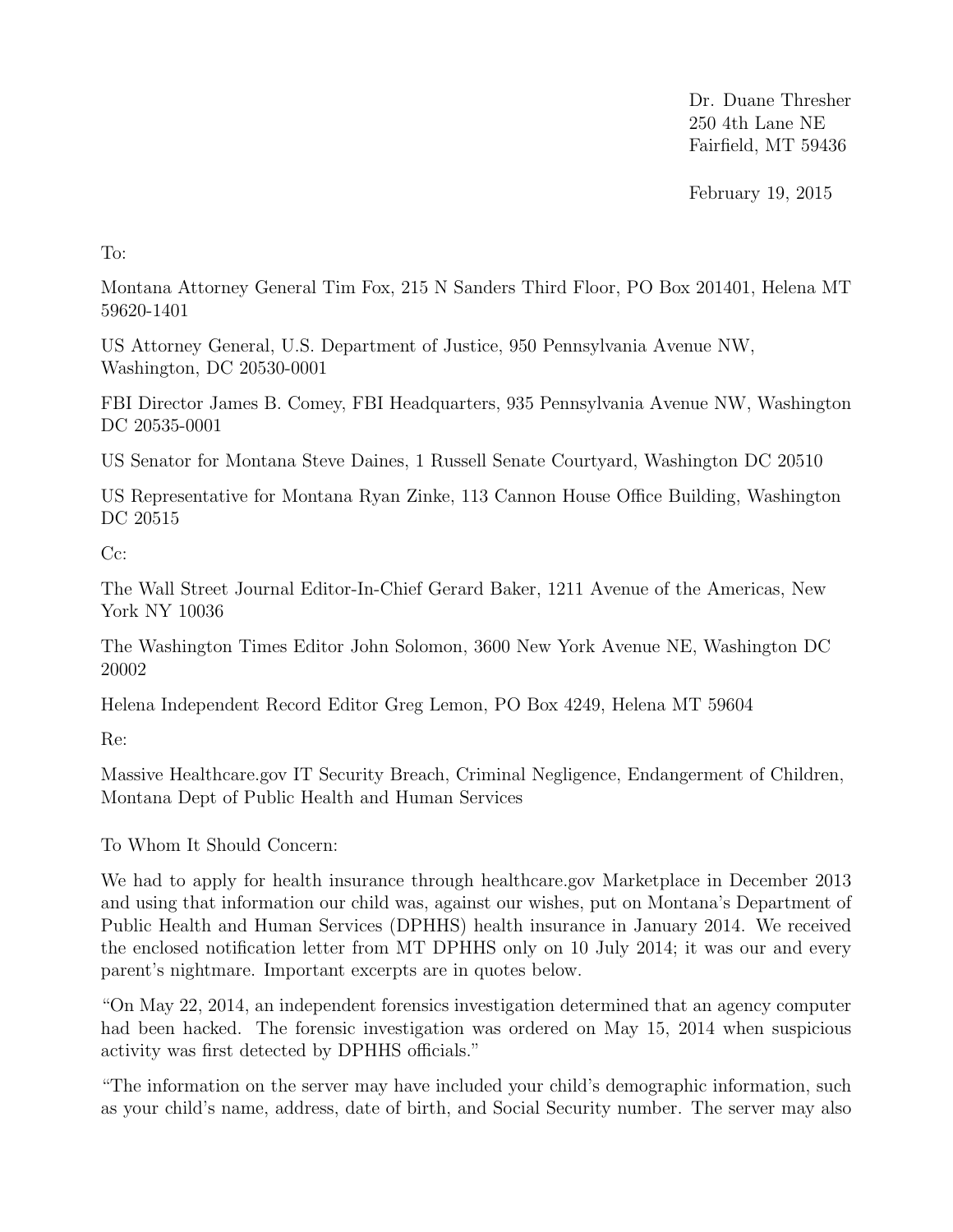Dr. Duane Thresher
250 4th Lane NE
Fairfield, MT 59436

February 19, 2015

To:

Montana Attorney General Tim Fox, 215 N Sanders Third Floor, PO Box 201401, Helena MT 59620-1401

US Attorney General, U.S. Department of Justice, 950 Pennsylvania Avenue NW, Washington, DC 20530-0001

FBI Director James B. Comey, FBI Headquarters, 935 Pennsylvania Avenue NW, Washington DC 20535-0001

US Senator for Montana Steve Daines, 1 Russell Senate Courtyard, Washington DC 20510

US Representative for Montana Ryan Zinke, 113 Cannon House Office Building, Washington DC 20515

Cc:

The Wall Street Journal Editor-In-Chief Gerard Baker, 1211 Avenue of the Americas, New York NY 10036

The Washington Times Editor John Solomon, 3600 New York Avenue NE, Washington DC 20002

Helena Independent Record Editor Greg Lemon, PO Box 4249, Helena MT 59604

Re:

Massive Healthcare.gov IT Security Breach, Criminal Negligence, Endangerment of Children, Montana Dept of Public Health and Human Services

To Whom It Should Concern:

We had to apply for health insurance through healthcare.gov Marketplace in December 2013 and using that information our child was, against our wishes, put on Montana's Department of Public Health and Human Services (DPHHS) health insurance in January 2014. We received the enclosed notification letter from MT DPHHS only on 10 July 2014; it was our and every parent's nightmare. Important excerpts are in quotes below.

"On May 22, 2014, an independent forensics investigation determined that an agency computer had been hacked. The forensic investigation was ordered on May 15, 2014 when suspicious activity was first detected by DPHHS officials."

"The information on the server may have included your child's demographic information, such as your child's name, address, date of birth, and Social Security number. The server may also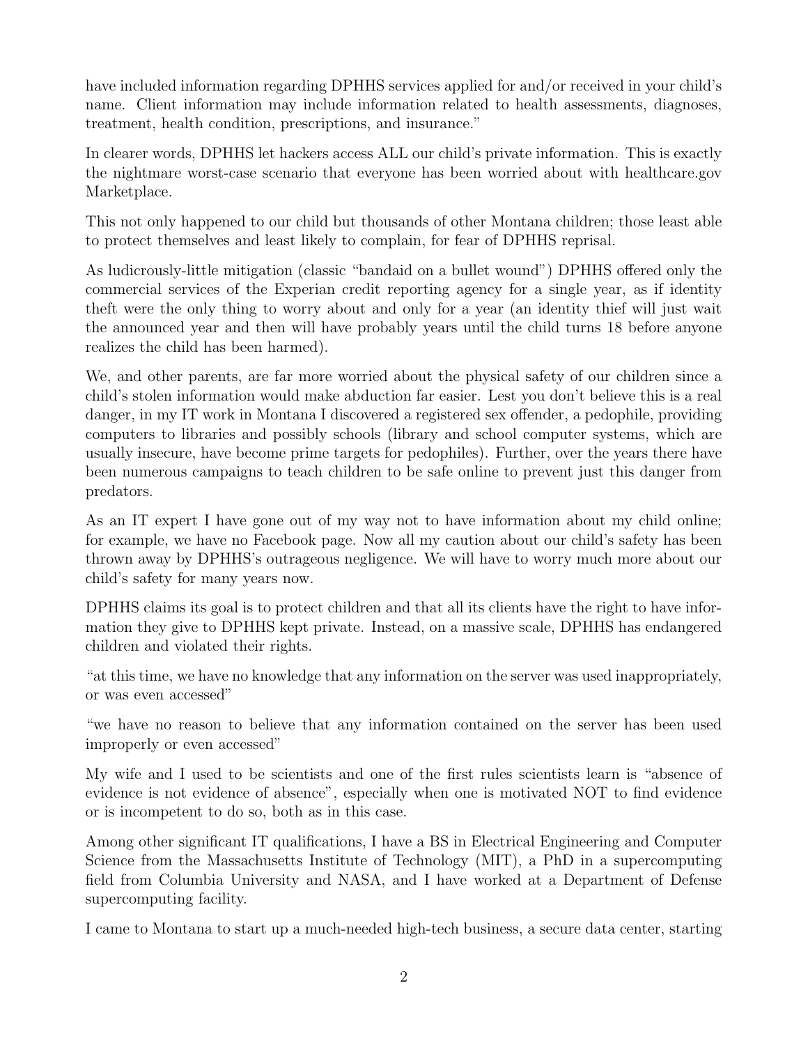have included information regarding DPHHS services applied for and/or received in your child's name. Client information may include information related to health assessments, diagnoses, treatment, health condition, prescriptions, and insurance."

In clearer words, DPHHS let hackers access ALL our child's private information. This is exactly the nightmare worst-case scenario that everyone has been worried about with healthcare.gov Marketplace.

This not only happened to our child but thousands of other Montana children; those least able to protect themselves and least likely to complain, for fear of DPHHS reprisal.

As ludicrously-little mitigation (classic "bandaid on a bullet wound") DPHHS offered only the commercial services of the Experian credit reporting agency for a single year, as if identity theft were the only thing to worry about and only for a year (an identity thief will just wait the announced year and then will have probably years until the child turns 18 before anyone realizes the child has been harmed).

We, and other parents, are far more worried about the physical safety of our children since a child's stolen information would make abduction far easier. Lest you don't believe this is a real danger, in my IT work in Montana I discovered a registered sex offender, a pedophile, providing computers to libraries and possibly schools (library and school computer systems, which are usually insecure, have become prime targets for pedophiles). Further, over the years there have been numerous campaigns to teach children to be safe online to prevent just this danger from predators.

As an IT expert I have gone out of my way not to have information about my child online; for example, we have no Facebook page. Now all my caution about our child's safety has been thrown away by DPHHS's outrageous negligence. We will have to worry much more about our child's safety for many years now.

DPHHS claims its goal is to protect children and that all its clients have the right to have information they give to DPHHS kept private. Instead, on a massive scale, DPHHS has endangered children and violated their rights.

"at this time, we have no knowledge that any information on the server was used inappropriately, or was even accessed"

"we have no reason to believe that any information contained on the server has been used improperly or even accessed"

My wife and I used to be scientists and one of the first rules scientists learn is "absence of evidence is not evidence of absence", especially when one is motivated NOT to find evidence or is incompetent to do so, both as in this case.

Among other significant IT qualifications, I have a BS in Electrical Engineering and Computer Science from the Massachusetts Institute of Technology (MIT), a PhD in a supercomputing field from Columbia University and NASA, and I have worked at a Department of Defense supercomputing facility.

I came to Montana to start up a much-needed high-tech business, a secure data center, starting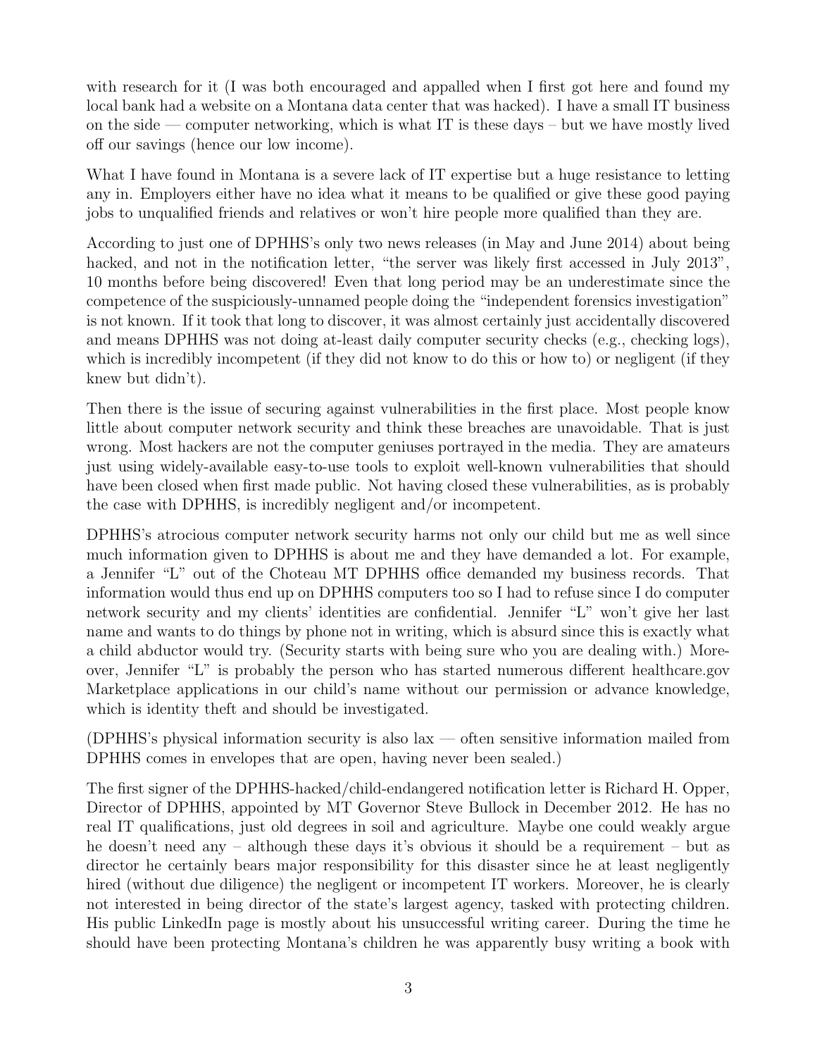with research for it (I was both encouraged and appalled when I first got here and found my local bank had a website on a Montana data center that was hacked). I have a small IT business on the side — computer networking, which is what IT is these days – but we have mostly lived off our savings (hence our low income).

What I have found in Montana is a severe lack of IT expertise but a huge resistance to letting any in. Employers either have no idea what it means to be qualified or give these good paying jobs to unqualified friends and relatives or won't hire people more qualified than they are.

According to just one of DPHHS's only two news releases (in May and June 2014) about being hacked, and not in the notification letter, "the server was likely first accessed in July 2013", 10 months before being discovered! Even that long period may be an underestimate since the competence of the suspiciously-unnamed people doing the "independent forensics investigation" is not known. If it took that long to discover, it was almost certainly just accidentally discovered and means DPHHS was not doing at-least daily computer security checks (e.g., checking logs), which is incredibly incompetent (if they did not know to do this or how to) or negligent (if they knew but didn't).

Then there is the issue of securing against vulnerabilities in the first place. Most people know little about computer network security and think these breaches are unavoidable. That is just wrong. Most hackers are not the computer geniuses portrayed in the media. They are amateurs just using widely-available easy-to-use tools to exploit well-known vulnerabilities that should have been closed when first made public. Not having closed these vulnerabilities, as is probably the case with DPHHS, is incredibly negligent and/or incompetent.

DPHHS's atrocious computer network security harms not only our child but me as well since much information given to DPHHS is about me and they have demanded a lot. For example, a Jennifer "L" out of the Choteau MT DPHHS office demanded my business records. That information would thus end up on DPHHS computers too so I had to refuse since I do computer network security and my clients' identities are confidential. Jennifer "L" won't give her last name and wants to do things by phone not in writing, which is absurd since this is exactly what a child abductor would try. (Security starts with being sure who you are dealing with.) Moreover, Jennifer "L" is probably the person who has started numerous different healthcare.gov Marketplace applications in our child's name without our permission or advance knowledge, which is identity theft and should be investigated.

(DPHHS's physical information security is also lax — often sensitive information mailed from DPHHS comes in envelopes that are open, having never been sealed.)

The first signer of the DPHHS-hacked/child-endangered notification letter is Richard H. Opper, Director of DPHHS, appointed by MT Governor Steve Bullock in December 2012. He has no real IT qualifications, just old degrees in soil and agriculture. Maybe one could weakly argue he doesn't need any – although these days it's obvious it should be a requirement – but as director he certainly bears major responsibility for this disaster since he at least negligently hired (without due diligence) the negligent or incompetent IT workers. Moreover, he is clearly not interested in being director of the state's largest agency, tasked with protecting children. His public LinkedIn page is mostly about his unsuccessful writing career. During the time he should have been protecting Montana's children he was apparently busy writing a book with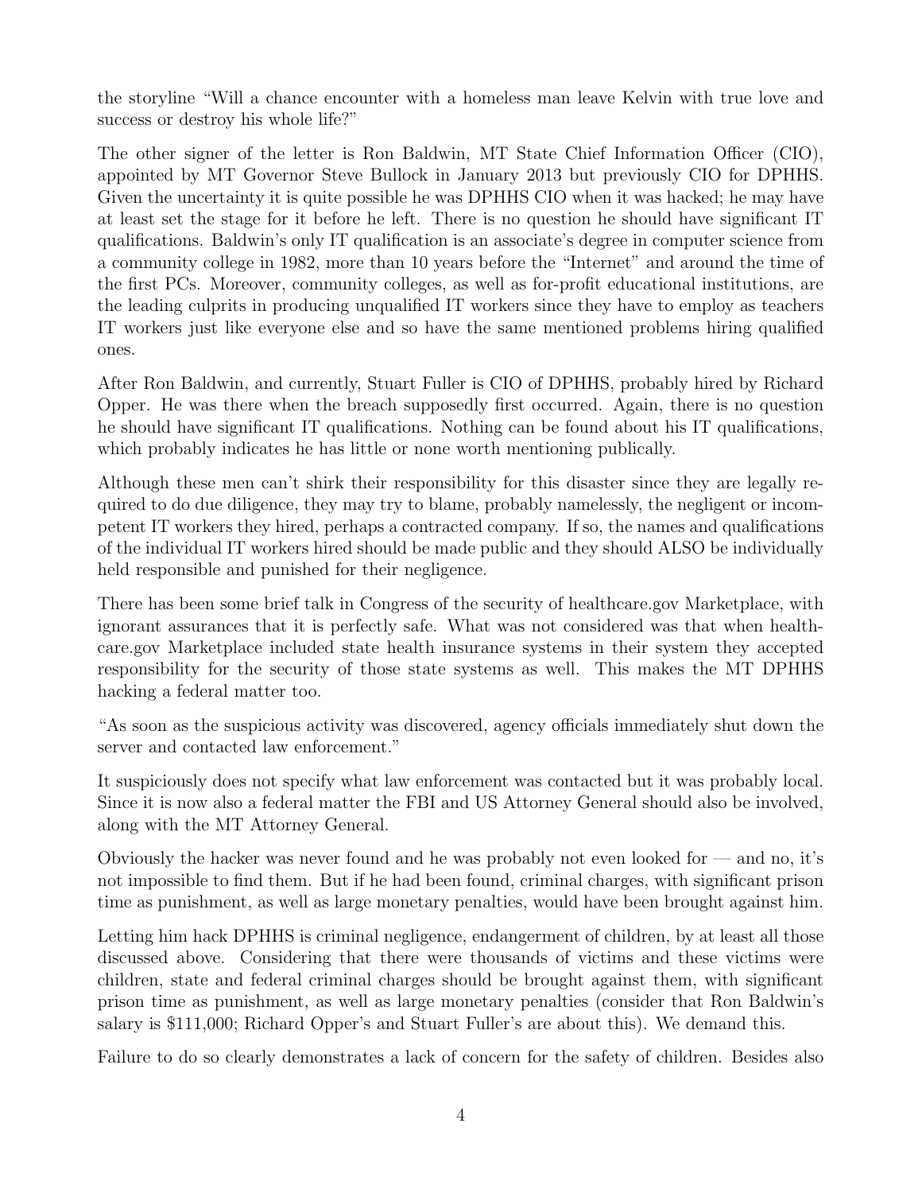the storyline “Will a chance encounter with a homeless man leave Kelvin with true love and success or destroy his whole life?”

The other signer of the letter is Ron Baldwin, MT State Chief Information Officer (CIO), appointed by MT Governor Steve Bullock in January 2013 but previously CIO for DPHHS. Given the uncertainty it is quite possible he was DPHHS CIO when it was hacked; he may have at least set the stage for it before he left. There is no question he should have significant IT qualifications. Baldwin’s only IT qualification is an associate’s degree in computer science from a community college in 1982, more than 10 years before the “Internet” and around the time of the first PCs. Moreover, community colleges, as well as for-profit educational institutions, are the leading culprits in producing unqualified IT workers since they have to employ as teachers IT workers just like everyone else and so have the same mentioned problems hiring qualified ones.

After Ron Baldwin, and currently, Stuart Fuller is CIO of DPHHS, probably hired by Richard Opper. He was there when the breach supposedly first occurred. Again, there is no question he should have significant IT qualifications. Nothing can be found about his IT qualifications, which probably indicates he has little or none worth mentioning publically.

Although these men can’t shirk their responsibility for this disaster since they are legally required to do due diligence, they may try to blame, probably namelessly, the negligent or incompetent IT workers they hired, perhaps a contracted company. If so, the names and qualifications of the individual IT workers hired should be made public and they should ALSO be individually held responsible and punished for their negligence.

There has been some brief talk in Congress of the security of healthcare.gov Marketplace, with ignorant assurances that it is perfectly safe. What was not considered was that when healthcare.gov Marketplace included state health insurance systems in their system they accepted responsibility for the security of those state systems as well. This makes the MT DPHHS hacking a federal matter too.

“As soon as the suspicious activity was discovered, agency officials immediately shut down the server and contacted law enforcement.”

It suspiciously does not specify what law enforcement was contacted but it was probably local. Since it is now also a federal matter the FBI and US Attorney General should also be involved, along with the MT Attorney General.

Obviously the hacker was never found and he was probably not even looked for — and no, it’s not impossible to find them. But if he had been found, criminal charges, with significant prison time as punishment, as well as large monetary penalties, would have been brought against him.

Letting him hack DPHHS is criminal negligence, endangerment of children, by at least all those discussed above. Considering that there were thousands of victims and these victims were children, state and federal criminal charges should be brought against them, with significant prison time as punishment, as well as large monetary penalties (consider that Ron Baldwin’s salary is $111,000; Richard Opper’s and Stuart Fuller’s are about this). We demand this.

Failure to do so clearly demonstrates a lack of concern for the safety of children. Besides also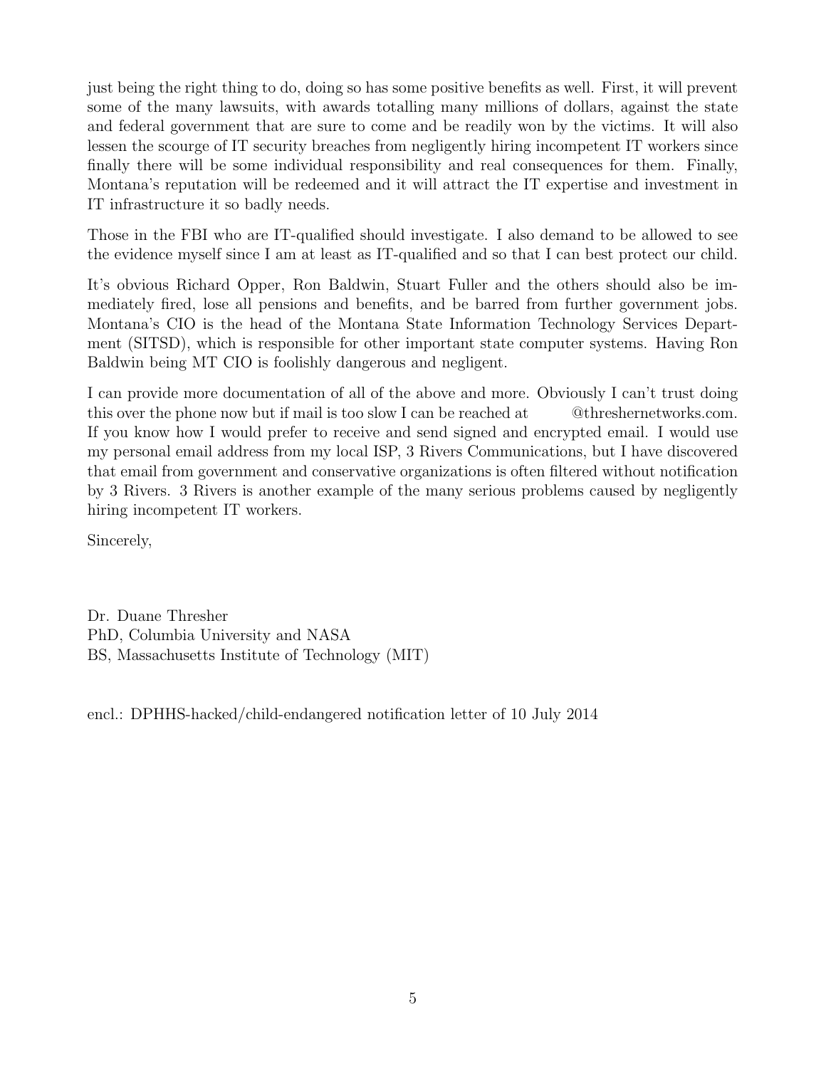just being the right thing to do, doing so has some positive benefits as well. First, it will prevent some of the many lawsuits, with awards totalling many millions of dollars, against the state and federal government that are sure to come and be readily won by the victims. It will also lessen the scourge of IT security breaches from negligently hiring incompetent IT workers since finally there will be some individual responsibility and real consequences for them. Finally, Montana's reputation will be redeemed and it will attract the IT expertise and investment in IT infrastructure it so badly needs.

Those in the FBI who are IT-qualified should investigate. I also demand to be allowed to see the evidence myself since I am at least as IT-qualified and so that I can best protect our child.

It's obvious Richard Opper, Ron Baldwin, Stuart Fuller and the others should also be immediately fired, lose all pensions and benefits, and be barred from further government jobs. Montana's CIO is the head of the Montana State Information Technology Services Department (SITSD), which is responsible for other important state computer systems. Having Ron Baldwin being MT CIO is foolishly dangerous and negligent.

I can provide more documentation of all of the above and more. Obviously I can't trust doing this over the phone now but if mail is too slow I can be reached at @threshernetworks.com. If you know how I would prefer to receive and send signed and encrypted email. I would use my personal email address from my local ISP, 3 Rivers Communications, but I have discovered that email from government and conservative organizations is often filtered without notification by 3 Rivers. 3 Rivers is another example of the many serious problems caused by negligently hiring incompetent IT workers.

Sincerely,

Dr. Duane Thresher
PhD, Columbia University and NASA
BS, Massachusetts Institute of Technology (MIT)

encl.: DPHHS-hacked/child-endangered notification letter of 10 July 2014